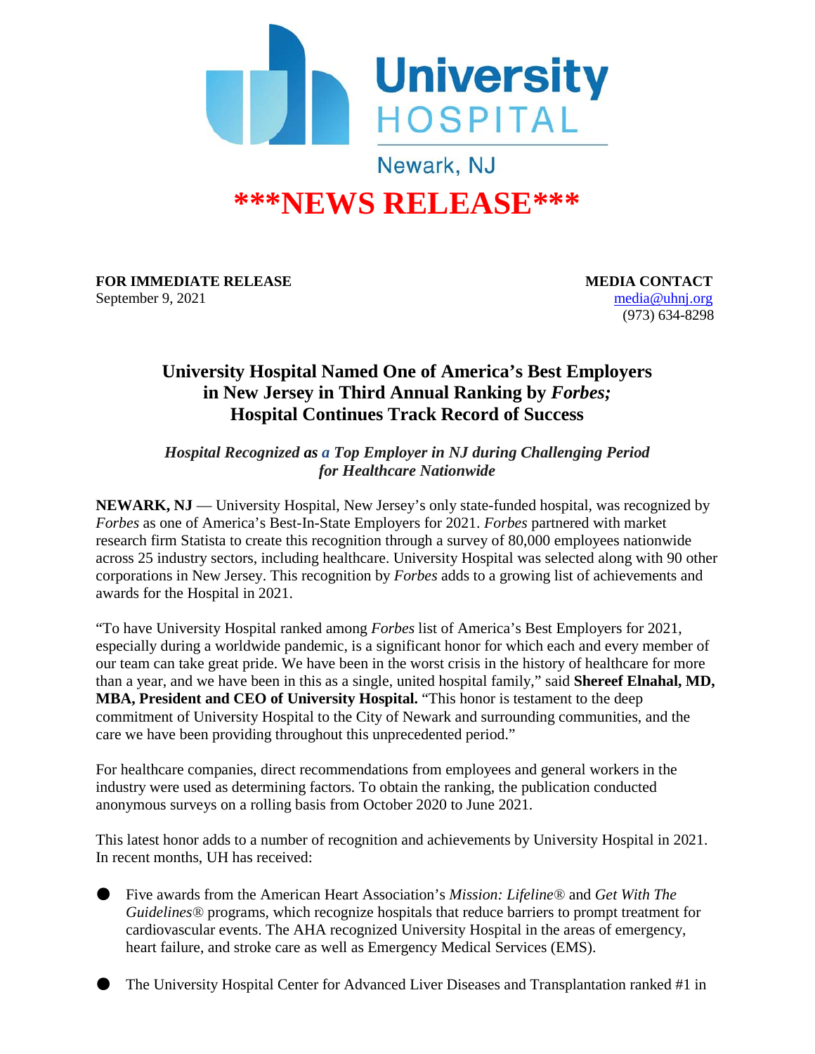University HOSPITAL

Newark, NJ

# ***NEWS RELEASE***

**FOR IMMEDIATE RELEASE**
September 9, 2021

**MEDIA CONTACT**
media@uhnj.org
(973) 634-8298

## University Hospital Named One of America's Best Employers in New Jersey in Third Annual Ranking by *Forbes;* Hospital Continues Track Record of Success

***Hospital Recognized as a Top Employer in NJ during Challenging Period for Healthcare Nationwide***

**NEWARK, NJ** — University Hospital, New Jersey's only state-funded hospital, was recognized by *Forbes* as one of America's Best-In-State Employers for 2021. *Forbes* partnered with market research firm Statista to create this recognition through a survey of 80,000 employees nationwide across 25 industry sectors, including healthcare. University Hospital was selected along with 90 other corporations in New Jersey. This recognition by *Forbes* adds to a growing list of achievements and awards for the Hospital in 2021.

"To have University Hospital ranked among *Forbes* list of America's Best Employers for 2021, especially during a worldwide pandemic, is a significant honor for which each and every member of our team can take great pride. We have been in the worst crisis in the history of healthcare for more than a year, and we have been in this as a single, united hospital family," said **Shereef Elnahal, MD, MBA, President and CEO of University Hospital.** "This honor is testament to the deep commitment of University Hospital to the City of Newark and surrounding communities, and the care we have been providing throughout this unprecedented period."

For healthcare companies, direct recommendations from employees and general workers in the industry were used as determining factors. To obtain the ranking, the publication conducted anonymous surveys on a rolling basis from October 2020 to June 2021.

This latest honor adds to a number of recognition and achievements by University Hospital in 2021. In recent months, UH has received:

- Five awards from the American Heart Association's *Mission: Lifeline*® and *Get With The Guidelines*® programs, which recognize hospitals that reduce barriers to prompt treatment for cardiovascular events. The AHA recognized University Hospital in the areas of emergency, heart failure, and stroke care as well as Emergency Medical Services (EMS).
- The University Hospital Center for Advanced Liver Diseases and Transplantation ranked #1 in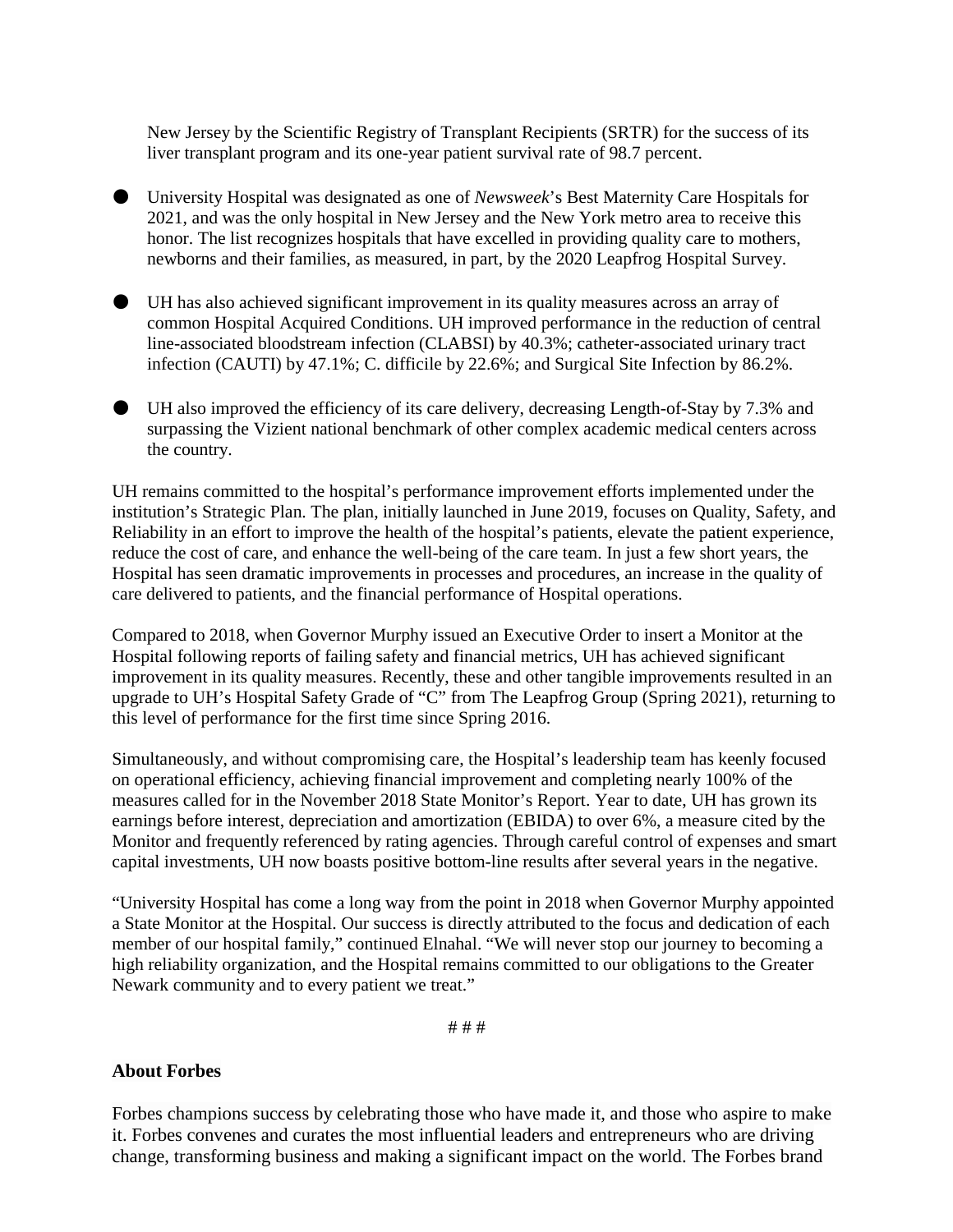New Jersey by the Scientific Registry of Transplant Recipients (SRTR) for the success of its liver transplant program and its one-year patient survival rate of 98.7 percent.

- University Hospital was designated as one of *Newsweek*'s Best Maternity Care Hospitals for 2021, and was the only hospital in New Jersey and the New York metro area to receive this honor. The list recognizes hospitals that have excelled in providing quality care to mothers, newborns and their families, as measured, in part, by the 2020 Leapfrog Hospital Survey.

- UH has also achieved significant improvement in its quality measures across an array of common Hospital Acquired Conditions. UH improved performance in the reduction of central line-associated bloodstream infection (CLABSI) by 40.3%; catheter-associated urinary tract infection (CAUTI) by 47.1%; C. difficile by 22.6%; and Surgical Site Infection by 86.2%.

- UH also improved the efficiency of its care delivery, decreasing Length-of-Stay by 7.3% and surpassing the Vizient national benchmark of other complex academic medical centers across the country.

UH remains committed to the hospital's performance improvement efforts implemented under the institution's Strategic Plan. The plan, initially launched in June 2019, focuses on Quality, Safety, and Reliability in an effort to improve the health of the hospital's patients, elevate the patient experience, reduce the cost of care, and enhance the well-being of the care team. In just a few short years, the Hospital has seen dramatic improvements in processes and procedures, an increase in the quality of care delivered to patients, and the financial performance of Hospital operations.

Compared to 2018, when Governor Murphy issued an Executive Order to insert a Monitor at the Hospital following reports of failing safety and financial metrics, UH has achieved significant improvement in its quality measures. Recently, these and other tangible improvements resulted in an upgrade to UH's Hospital Safety Grade of "C" from The Leapfrog Group (Spring 2021), returning to this level of performance for the first time since Spring 2016.

Simultaneously, and without compromising care, the Hospital's leadership team has keenly focused on operational efficiency, achieving financial improvement and completing nearly 100% of the measures called for in the November 2018 State Monitor's Report. Year to date, UH has grown its earnings before interest, depreciation and amortization (EBIDA) to over 6%, a measure cited by the Monitor and frequently referenced by rating agencies. Through careful control of expenses and smart capital investments, UH now boasts positive bottom-line results after several years in the negative.

"University Hospital has come a long way from the point in 2018 when Governor Murphy appointed a State Monitor at the Hospital. Our success is directly attributed to the focus and dedication of each member of our hospital family," continued Elnahal. "We will never stop our journey to becoming a high reliability organization, and the Hospital remains committed to our obligations to the Greater Newark community and to every patient we treat."

# # #

**About Forbes**

Forbes champions success by celebrating those who have made it, and those who aspire to make it. Forbes convenes and curates the most influential leaders and entrepreneurs who are driving change, transforming business and making a significant impact on the world. The Forbes brand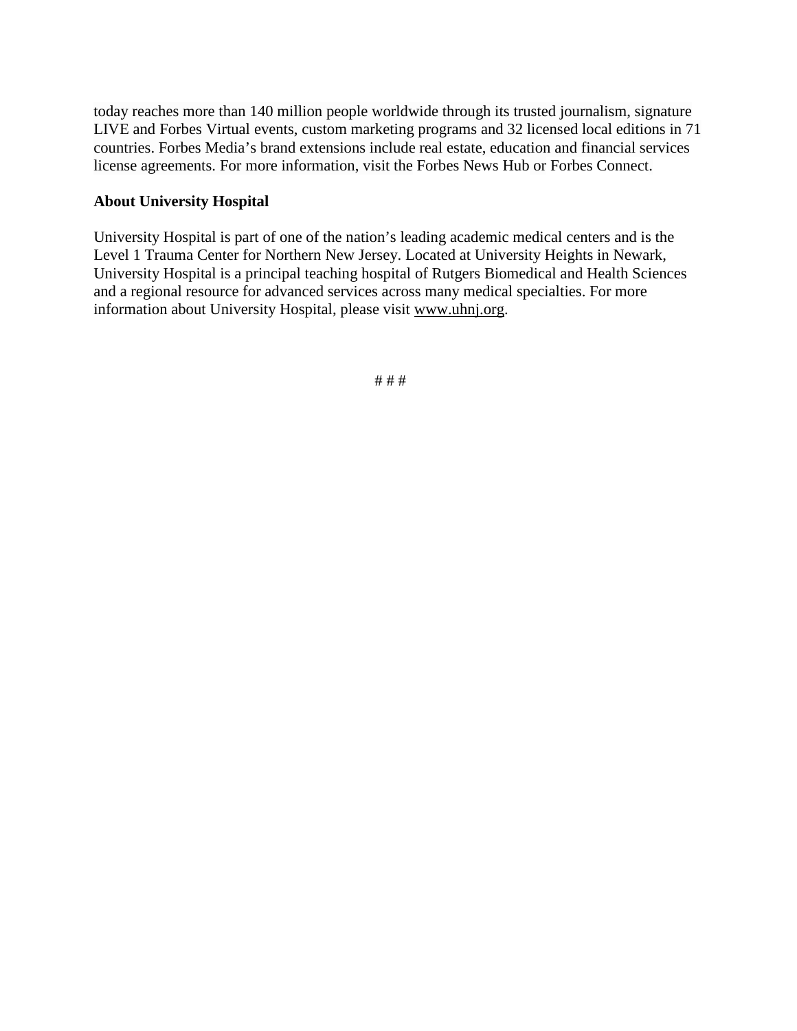today reaches more than 140 million people worldwide through its trusted journalism, signature LIVE and Forbes Virtual events, custom marketing programs and 32 licensed local editions in 71 countries. Forbes Media's brand extensions include real estate, education and financial services license agreements. For more information, visit the Forbes News Hub or Forbes Connect.

**About University Hospital**

University Hospital is part of one of the nation's leading academic medical centers and is the Level 1 Trauma Center for Northern New Jersey. Located at University Heights in Newark, University Hospital is a principal teaching hospital of Rutgers Biomedical and Health Sciences and a regional resource for advanced services across many medical specialties. For more information about University Hospital, please visit www.uhnj.org.

# # #